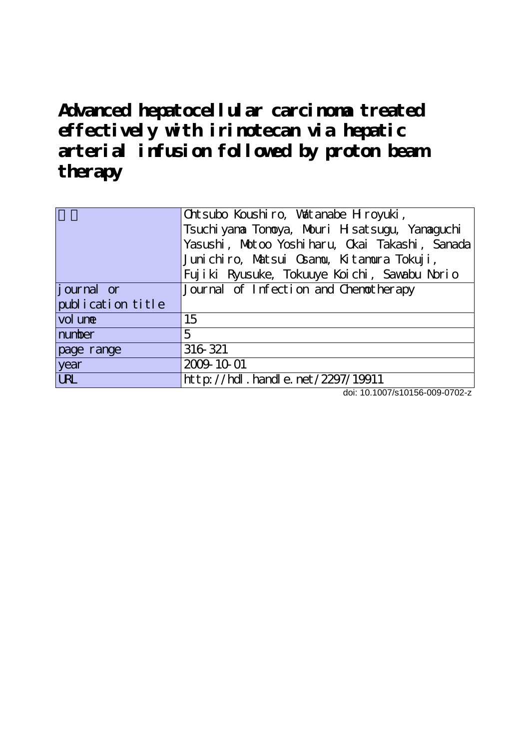# Advanced hepatocellular carcinoma treated effectively with irinotecan via hepatic arterial infusion followed by proton beam therapy

| | |
|---|---|
| 著者 | Ohtsubo Koushiro, Watanabe Hiroyuki, Tsuchiyama Tomoya, Mouri Hisatsugu, Yamaguchi Yasushi, Motoo Yoshiharu, Okai Takashi, Sanada Junichiro, Matsui Osamu, Kitamura Tokuji, Fujiki Ryusuke, Tokuuye Koichi, Sawabu Norio |
| journal or publication title | Journal of Infection and Chemotherapy |
| volume | 15 |
| number | 5 |
| page range | 316-321 |
| year | 2009-10-01 |
| URL | http://hdl.handle.net/2297/19911 |

doi: 10.1007/s10156-009-0702-z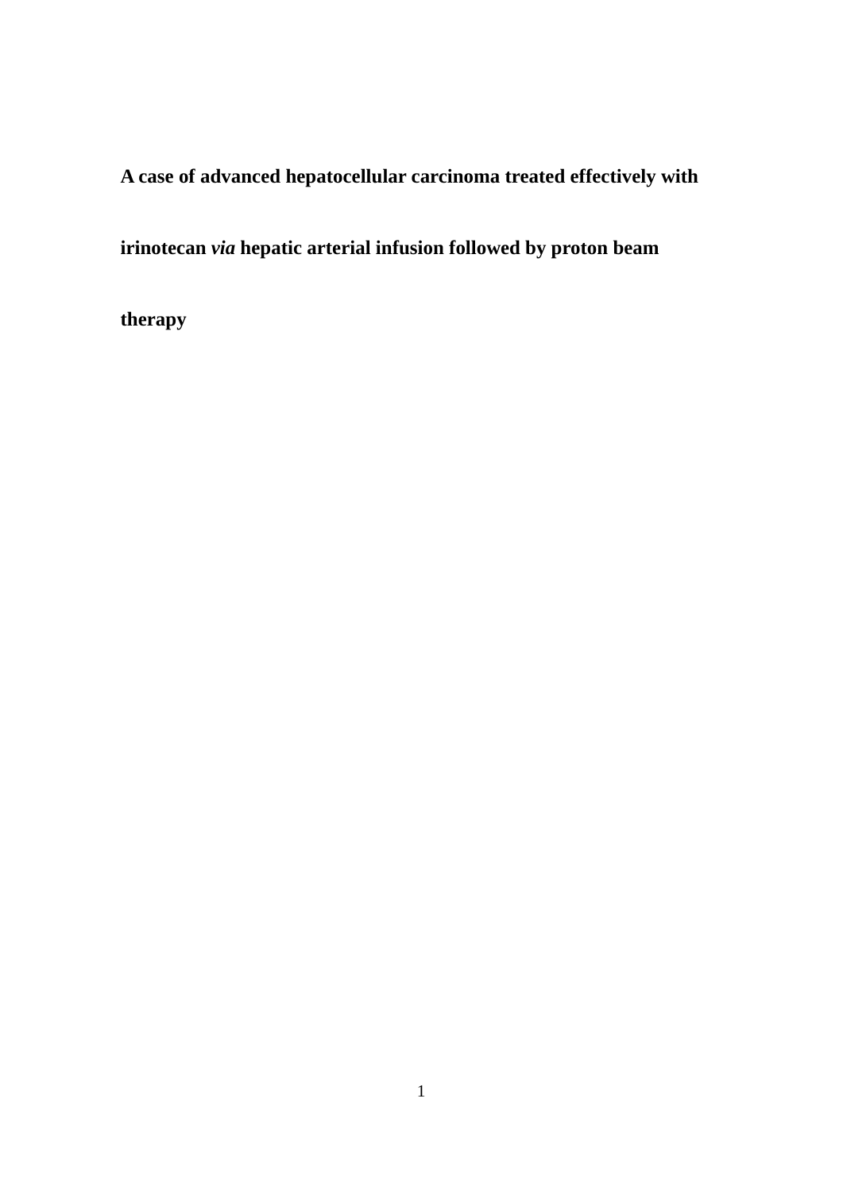**A case of advanced hepatocellular carcinoma treated effectively with irinotecan *via* hepatic arterial infusion followed by proton beam therapy**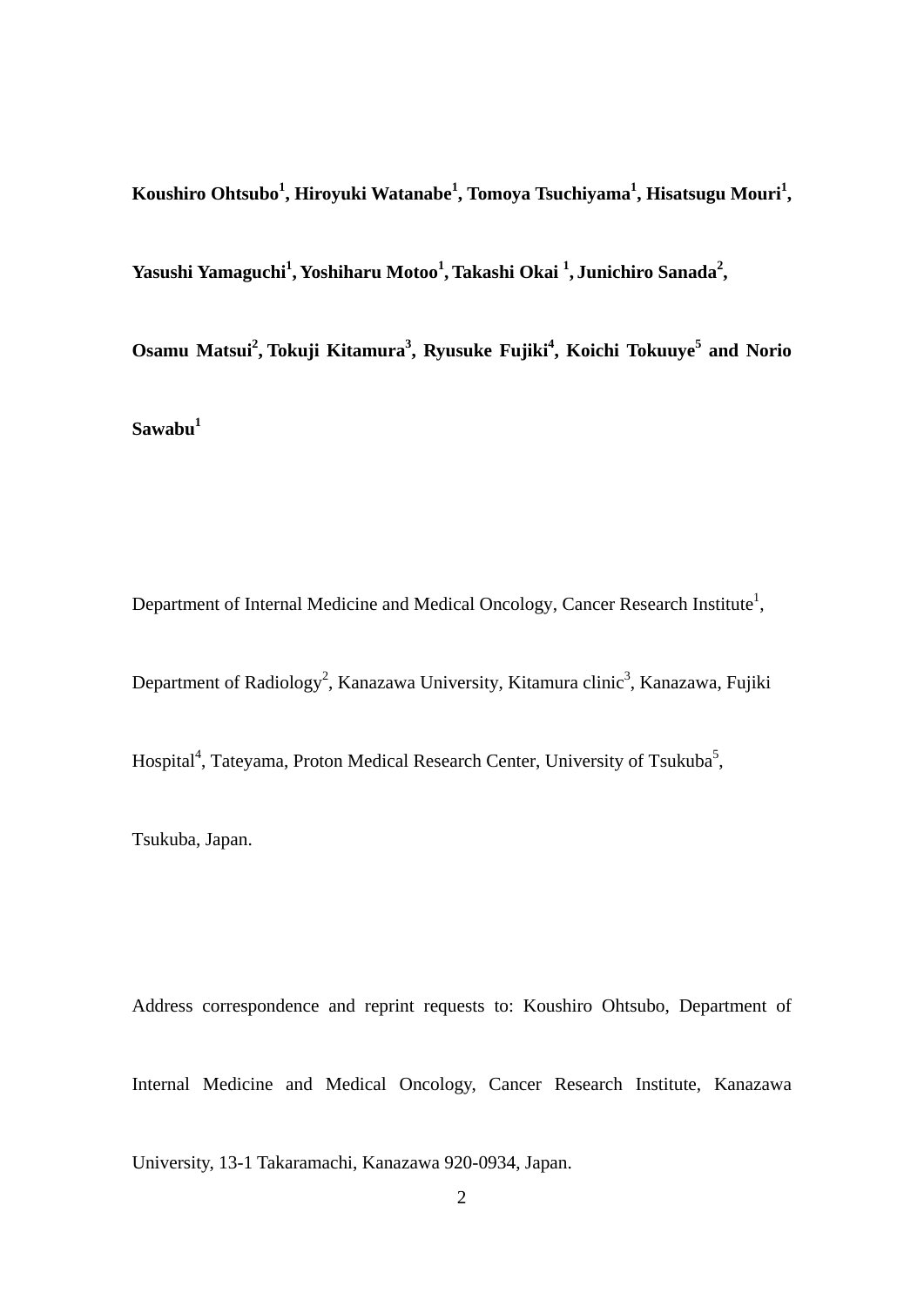**Koushiro Ohtsubo[1], Hiroyuki Watanabe[1], Tomoya Tsuchiyama[1], Hisatsugu Mouri[1], Yasushi Yamaguchi[1], Yoshiharu Motoo[1], Takashi Okai [1], Junichiro Sanada[2], Osamu Matsui[2], Tokuji Kitamura[3], Ryusuke Fujiki[4], Koichi Tokuuye[5] and Norio Sawabu[1]**

Department of Internal Medicine and Medical Oncology, Cancer Research Institute[1], Department of Radiology[2], Kanazawa University, Kitamura clinic[3], Kanazawa, Fujiki Hospital[4], Tateyama, Proton Medical Research Center, University of Tsukuba[5], Tsukuba, Japan.

Address correspondence and reprint requests to: Koushiro Ohtsubo, Department of Internal Medicine and Medical Oncology, Cancer Research Institute, Kanazawa University, 13-1 Takaramachi, Kanazawa 920-0934, Japan.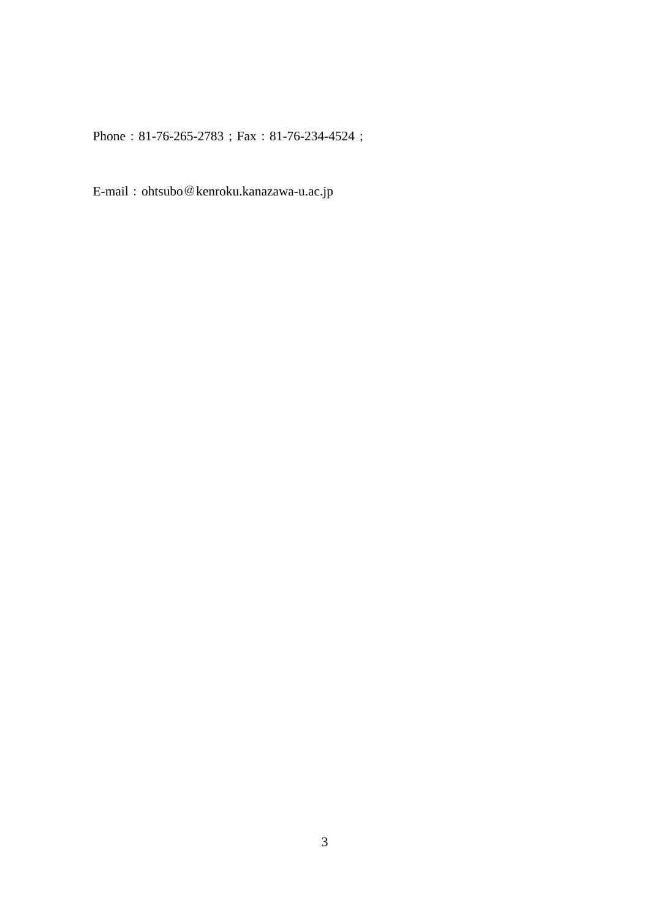Phone：81-76-265-2783；Fax：81-76-234-4524；

E-mail：ohtsubo＠kenroku.kanazawa-u.ac.jp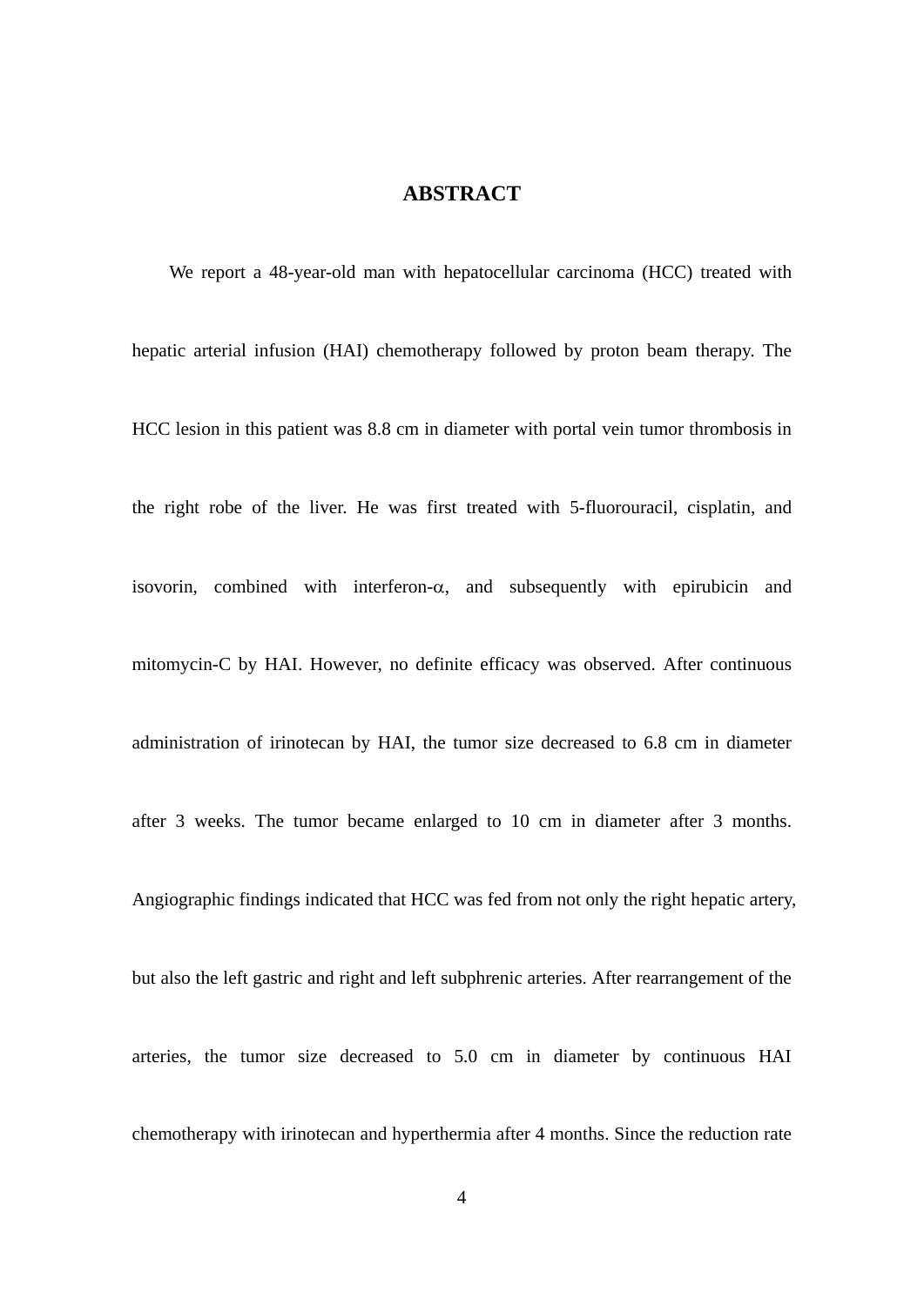## ABSTRACT

We report a 48-year-old man with hepatocellular carcinoma (HCC) treated with hepatic arterial infusion (HAI) chemotherapy followed by proton beam therapy. The HCC lesion in this patient was 8.8 cm in diameter with portal vein tumor thrombosis in the right robe of the liver. He was first treated with 5-fluorouracil, cisplatin, and isovorin, combined with interferon-$\alpha$, and subsequently with epirubicin and mitomycin-C by HAI. However, no definite efficacy was observed. After continuous administration of irinotecan by HAI, the tumor size decreased to 6.8 cm in diameter after 3 weeks. The tumor became enlarged to 10 cm in diameter after 3 months. Angiographic findings indicated that HCC was fed from not only the right hepatic artery, but also the left gastric and right and left subphrenic arteries. After rearrangement of the arteries, the tumor size decreased to 5.0 cm in diameter by continuous HAI chemotherapy with irinotecan and hyperthermia after 4 months. Since the reduction rate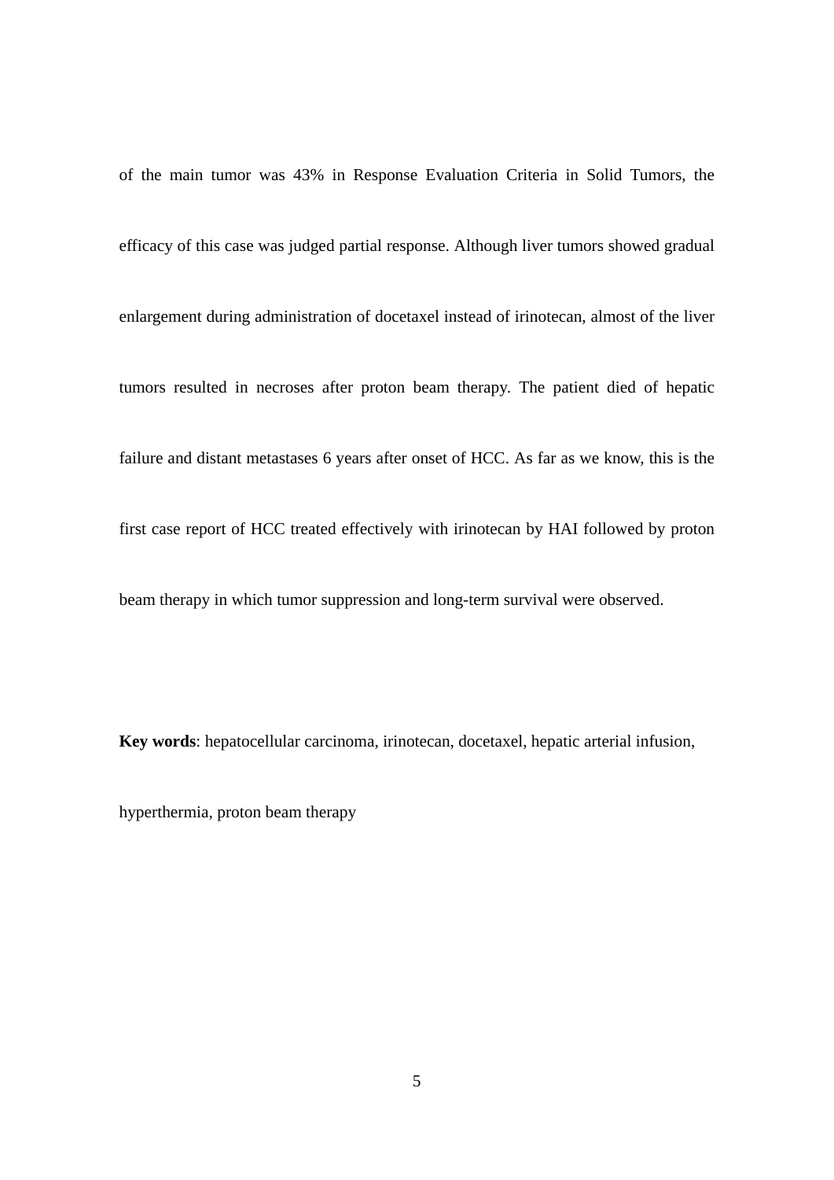of the main tumor was 43% in Response Evaluation Criteria in Solid Tumors, the efficacy of this case was judged partial response. Although liver tumors showed gradual enlargement during administration of docetaxel instead of irinotecan, almost of the liver tumors resulted in necroses after proton beam therapy. The patient died of hepatic failure and distant metastases 6 years after onset of HCC. As far as we know, this is the first case report of HCC treated effectively with irinotecan by HAI followed by proton beam therapy in which tumor suppression and long-term survival were observed.

**Key words**: hepatocellular carcinoma, irinotecan, docetaxel, hepatic arterial infusion, hyperthermia, proton beam therapy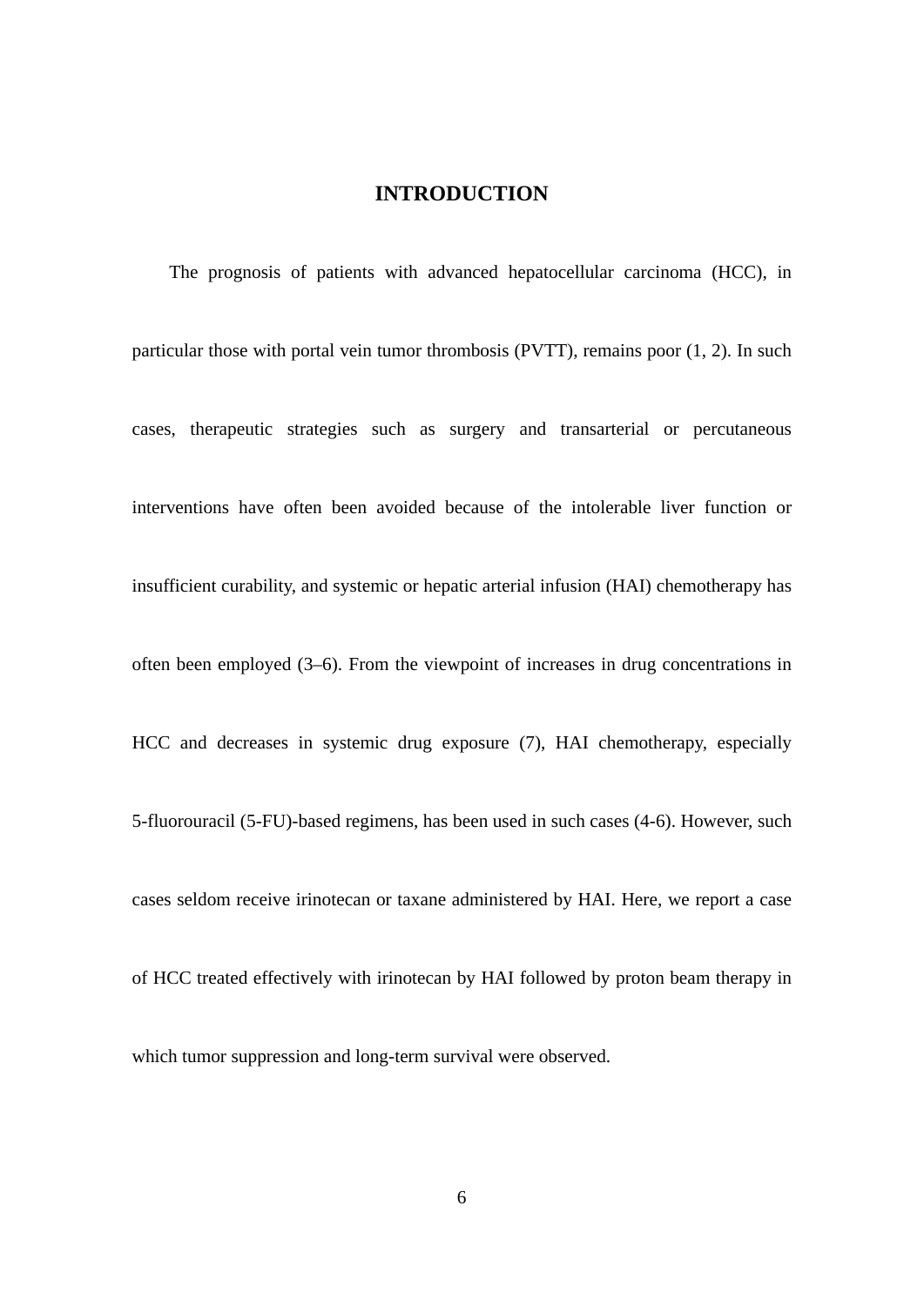## INTRODUCTION

The prognosis of patients with advanced hepatocellular carcinoma (HCC), in particular those with portal vein tumor thrombosis (PVTT), remains poor (1, 2). In such cases, therapeutic strategies such as surgery and transarterial or percutaneous interventions have often been avoided because of the intolerable liver function or insufficient curability, and systemic or hepatic arterial infusion (HAI) chemotherapy has often been employed (3–6). From the viewpoint of increases in drug concentrations in HCC and decreases in systemic drug exposure (7), HAI chemotherapy, especially 5-fluorouracil (5-FU)-based regimens, has been used in such cases (4-6). However, such cases seldom receive irinotecan or taxane administered by HAI. Here, we report a case of HCC treated effectively with irinotecan by HAI followed by proton beam therapy in which tumor suppression and long-term survival were observed.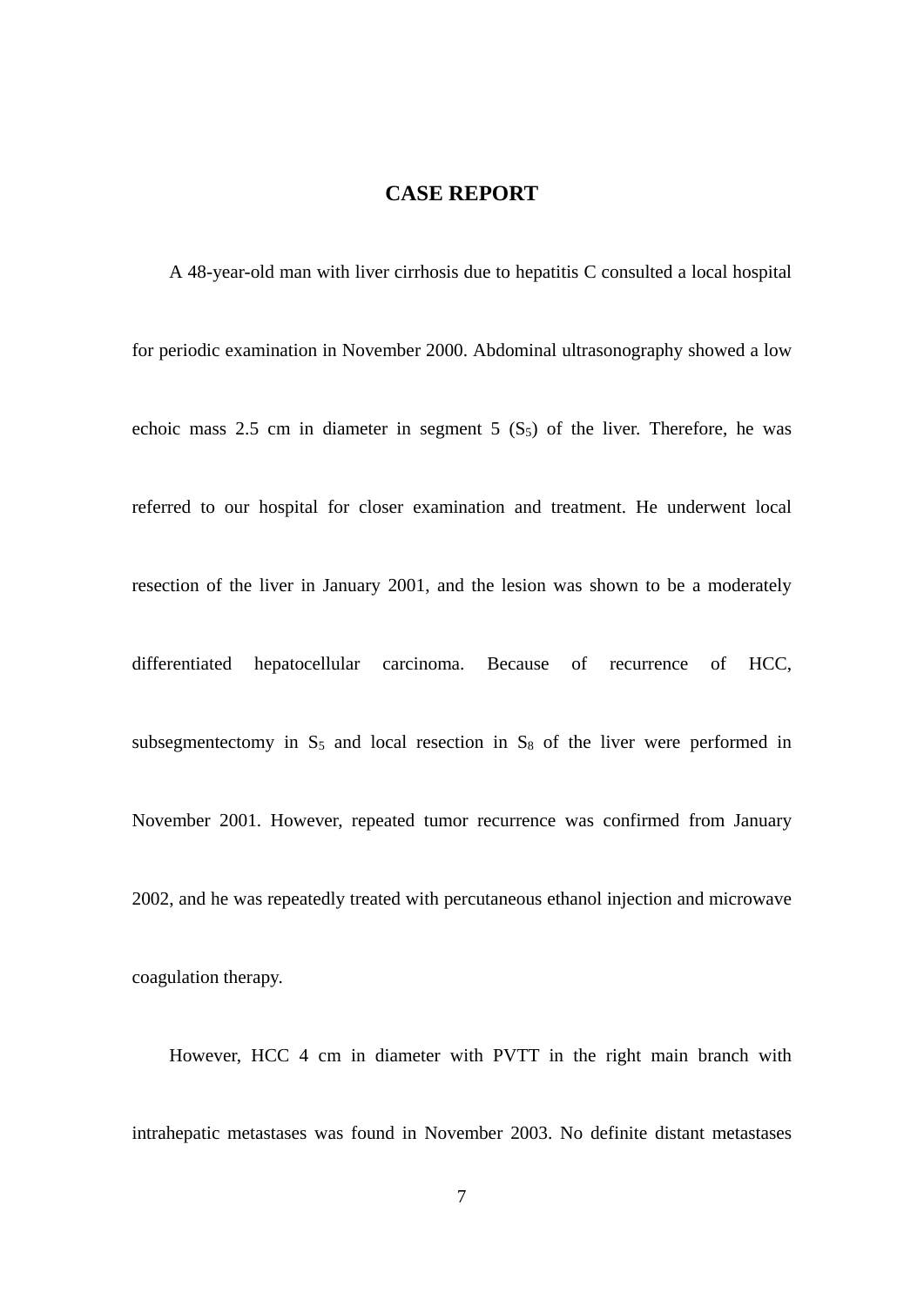## CASE REPORT

A 48-year-old man with liver cirrhosis due to hepatitis C consulted a local hospital for periodic examination in November 2000. Abdominal ultrasonography showed a low echoic mass 2.5 cm in diameter in segment 5 ($S_5$) of the liver. Therefore, he was referred to our hospital for closer examination and treatment. He underwent local resection of the liver in January 2001, and the lesion was shown to be a moderately differentiated hepatocellular carcinoma. Because of recurrence of HCC, subsegmentectomy in $S_5$ and local resection in $S_8$ of the liver were performed in November 2001. However, repeated tumor recurrence was confirmed from January 2002, and he was repeatedly treated with percutaneous ethanol injection and microwave coagulation therapy.

However, HCC 4 cm in diameter with PVTT in the right main branch with intrahepatic metastases was found in November 2003. No definite distant metastases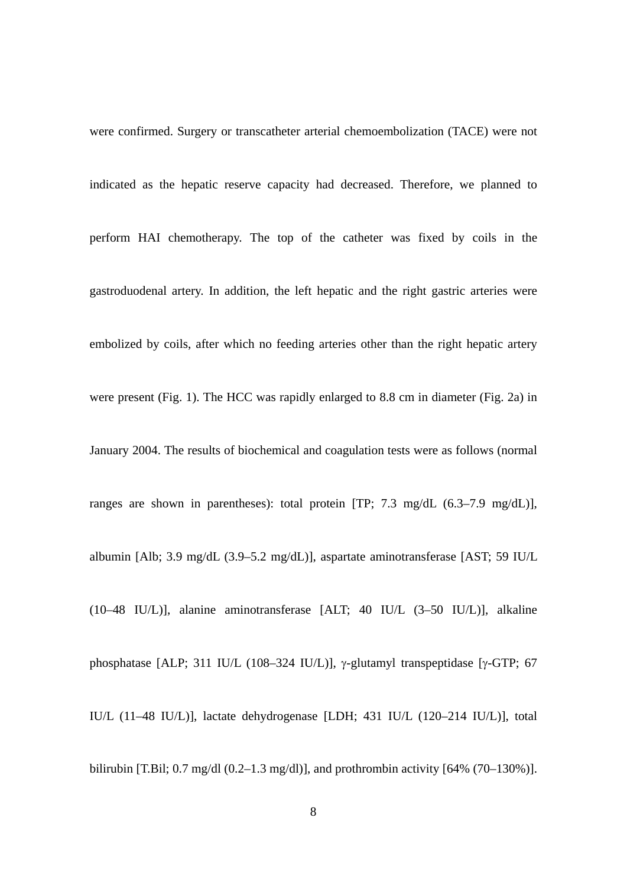were confirmed. Surgery or transcatheter arterial chemoembolization (TACE) were not indicated as the hepatic reserve capacity had decreased. Therefore, we planned to perform HAI chemotherapy. The top of the catheter was fixed by coils in the gastroduodenal artery. In addition, the left hepatic and the right gastric arteries were embolized by coils, after which no feeding arteries other than the right hepatic artery were present (Fig. 1). The HCC was rapidly enlarged to 8.8 cm in diameter (Fig. 2a) in January 2004. The results of biochemical and coagulation tests were as follows (normal ranges are shown in parentheses): total protein [TP; 7.3 mg/dL (6.3–7.9 mg/dL)], albumin [Alb; 3.9 mg/dL (3.9–5.2 mg/dL)], aspartate aminotransferase [AST; 59 IU/L (10–48 IU/L)], alanine aminotransferase [ALT; 40 IU/L (3–50 IU/L)], alkaline phosphatase [ALP; 311 IU/L (108–324 IU/L)], γ-glutamyl transpeptidase [γ-GTP; 67 IU/L (11–48 IU/L)], lactate dehydrogenase [LDH; 431 IU/L (120–214 IU/L)], total bilirubin [T.Bil; 0.7 mg/dl (0.2–1.3 mg/dl)], and prothrombin activity [64% (70–130%)].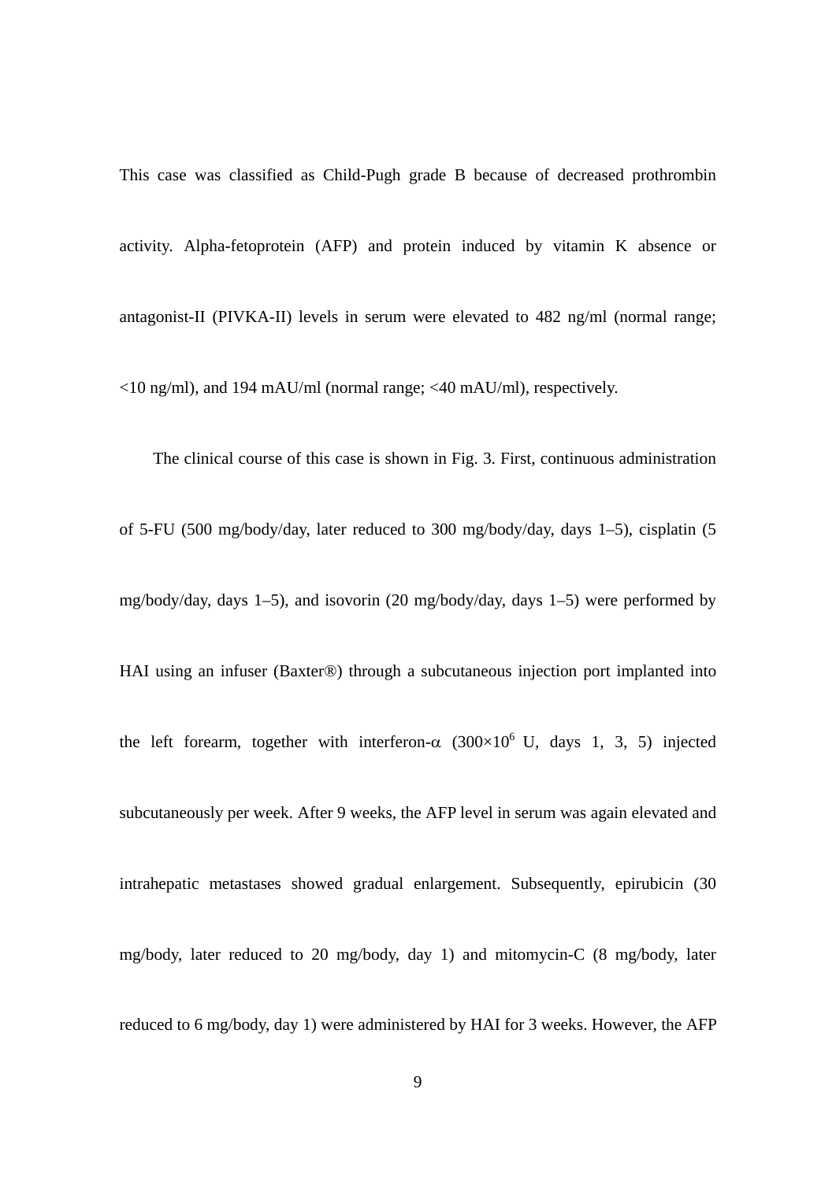This case was classified as Child-Pugh grade B because of decreased prothrombin activity. Alpha-fetoprotein (AFP) and protein induced by vitamin K absence or antagonist-II (PIVKA-II) levels in serum were elevated to 482 ng/ml (normal range; <10 ng/ml), and 194 mAU/ml (normal range; <40 mAU/ml), respectively.

The clinical course of this case is shown in Fig. 3. First, continuous administration of 5-FU (500 mg/body/day, later reduced to 300 mg/body/day, days 1–5), cisplatin (5 mg/body/day, days 1–5), and isovorin (20 mg/body/day, days 1–5) were performed by HAI using an infuser (Baxter®) through a subcutaneous injection port implanted into the left forearm, together with interferon-$\alpha$ ($300\times10^6$ U, days 1, 3, 5) injected subcutaneously per week. After 9 weeks, the AFP level in serum was again elevated and intrahepatic metastases showed gradual enlargement. Subsequently, epirubicin (30 mg/body, later reduced to 20 mg/body, day 1) and mitomycin-C (8 mg/body, later reduced to 6 mg/body, day 1) were administered by HAI for 3 weeks. However, the AFP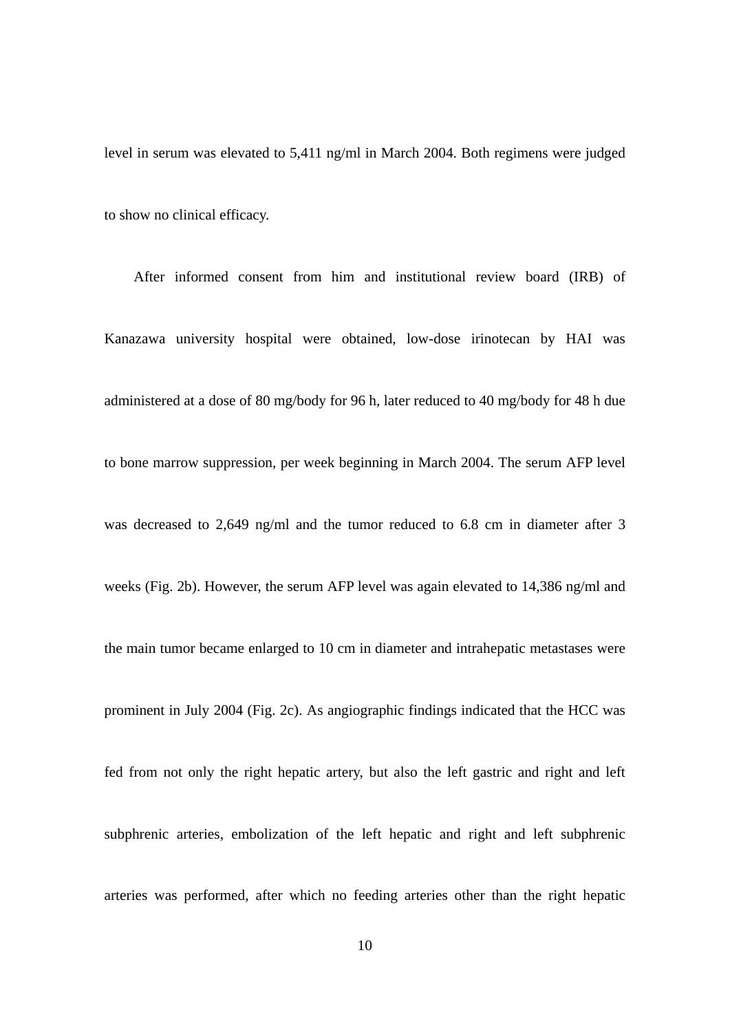level in serum was elevated to 5,411 ng/ml in March 2004. Both regimens were judged to show no clinical efficacy.

After informed consent from him and institutional review board (IRB) of Kanazawa university hospital were obtained, low-dose irinotecan by HAI was administered at a dose of 80 mg/body for 96 h, later reduced to 40 mg/body for 48 h due to bone marrow suppression, per week beginning in March 2004. The serum AFP level was decreased to 2,649 ng/ml and the tumor reduced to 6.8 cm in diameter after 3 weeks (Fig. 2b). However, the serum AFP level was again elevated to 14,386 ng/ml and the main tumor became enlarged to 10 cm in diameter and intrahepatic metastases were prominent in July 2004 (Fig. 2c). As angiographic findings indicated that the HCC was fed from not only the right hepatic artery, but also the left gastric and right and left subphrenic arteries, embolization of the left hepatic and right and left subphrenic arteries was performed, after which no feeding arteries other than the right hepatic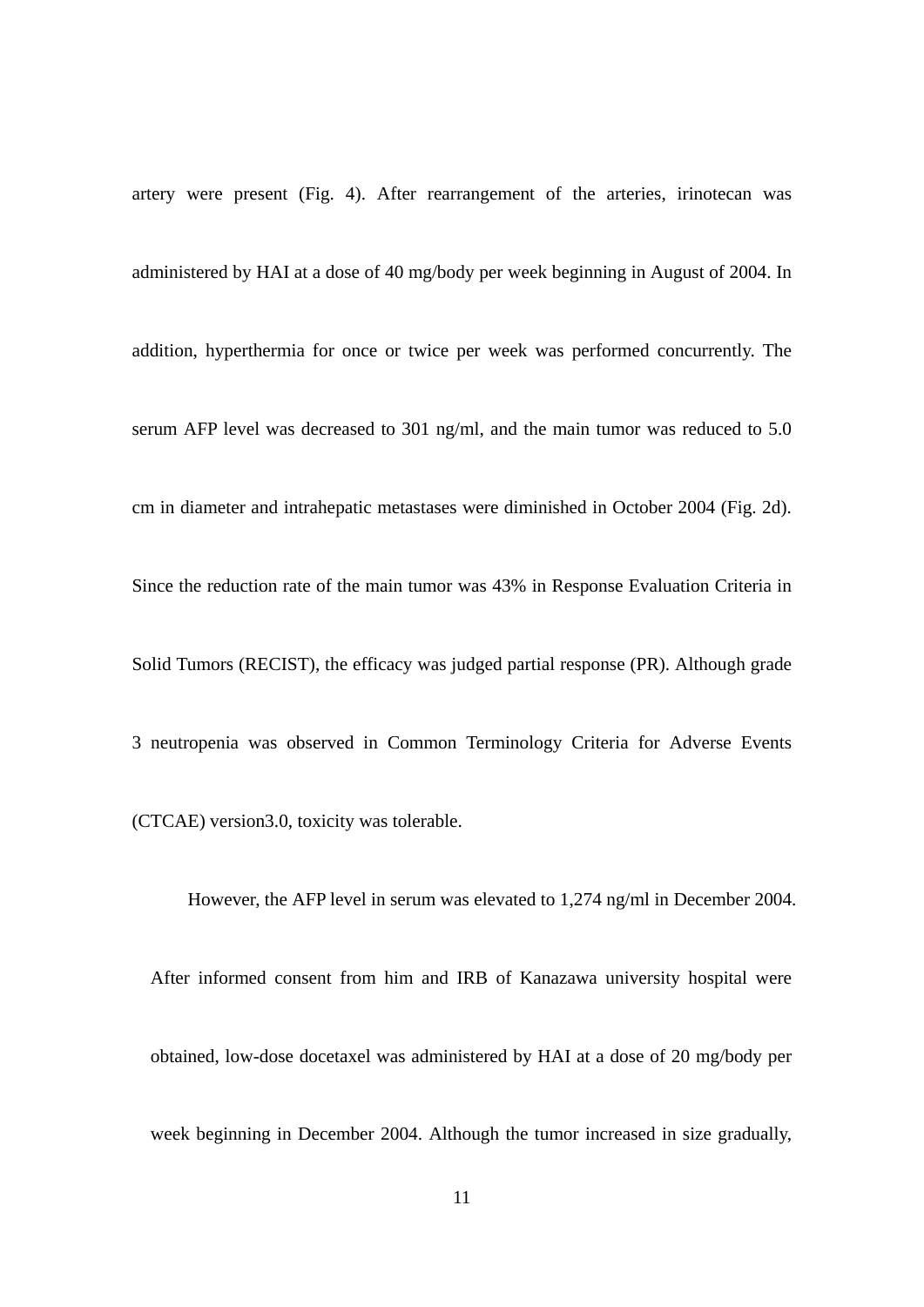artery were present (Fig. 4). After rearrangement of the arteries, irinotecan was administered by HAI at a dose of 40 mg/body per week beginning in August of 2004. In addition, hyperthermia for once or twice per week was performed concurrently. The serum AFP level was decreased to 301 ng/ml, and the main tumor was reduced to 5.0 cm in diameter and intrahepatic metastases were diminished in October 2004 (Fig. 2d). Since the reduction rate of the main tumor was 43% in Response Evaluation Criteria in Solid Tumors (RECIST), the efficacy was judged partial response (PR). Although grade 3 neutropenia was observed in Common Terminology Criteria for Adverse Events (CTCAE) version3.0, toxicity was tolerable.

However, the AFP level in serum was elevated to 1,274 ng/ml in December 2004. After informed consent from him and IRB of Kanazawa university hospital were obtained, low-dose docetaxel was administered by HAI at a dose of 20 mg/body per week beginning in December 2004. Although the tumor increased in size gradually,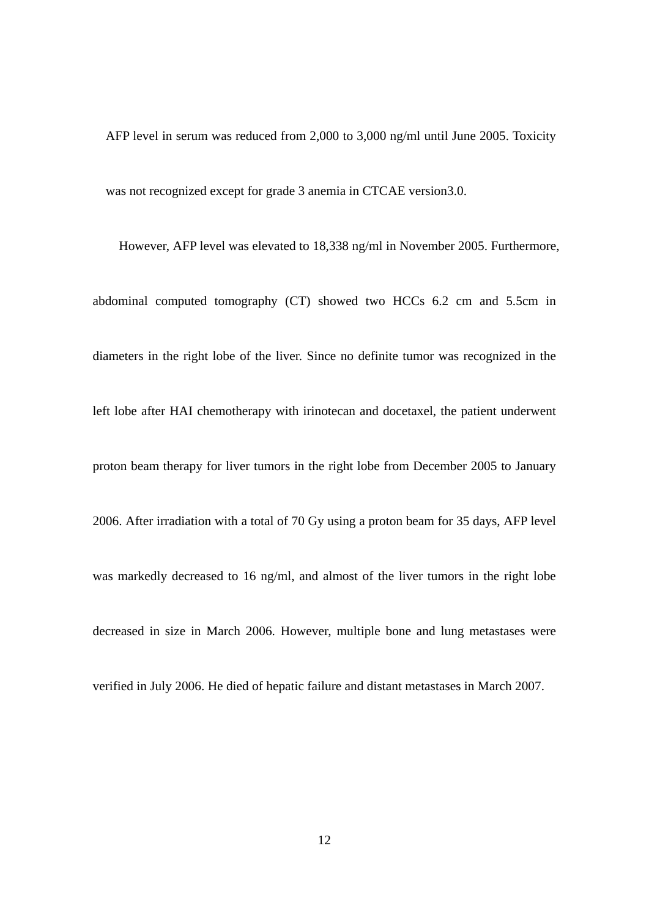AFP level in serum was reduced from 2,000 to 3,000 ng/ml until June 2005. Toxicity was not recognized except for grade 3 anemia in CTCAE version3.0.

However, AFP level was elevated to 18,338 ng/ml in November 2005. Furthermore, abdominal computed tomography (CT) showed two HCCs 6.2 cm and 5.5cm in diameters in the right lobe of the liver. Since no definite tumor was recognized in the left lobe after HAI chemotherapy with irinotecan and docetaxel, the patient underwent proton beam therapy for liver tumors in the right lobe from December 2005 to January 2006. After irradiation with a total of 70 Gy using a proton beam for 35 days, AFP level was markedly decreased to 16 ng/ml, and almost of the liver tumors in the right lobe decreased in size in March 2006. However, multiple bone and lung metastases were verified in July 2006. He died of hepatic failure and distant metastases in March 2007.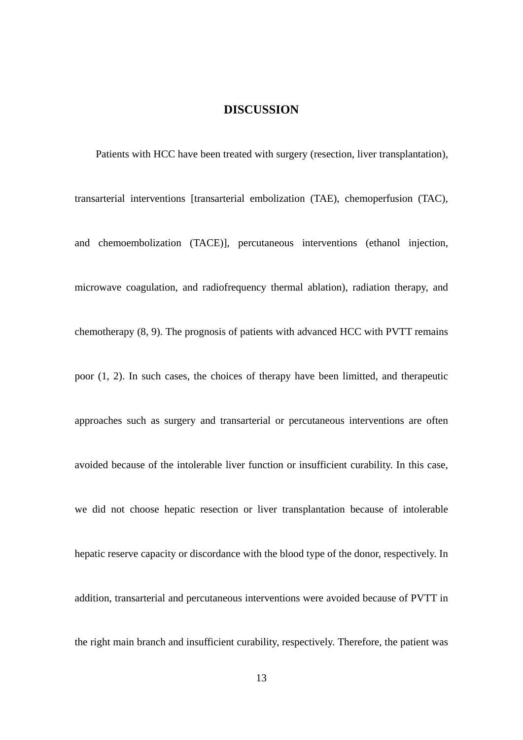## DISCUSSION

Patients with HCC have been treated with surgery (resection, liver transplantation), transarterial interventions [transarterial embolization (TAE), chemoperfusion (TAC), and chemoembolization (TACE)], percutaneous interventions (ethanol injection, microwave coagulation, and radiofrequency thermal ablation), radiation therapy, and chemotherapy (8, 9). The prognosis of patients with advanced HCC with PVTT remains poor (1, 2). In such cases, the choices of therapy have been limitted, and therapeutic approaches such as surgery and transarterial or percutaneous interventions are often avoided because of the intolerable liver function or insufficient curability. In this case, we did not choose hepatic resection or liver transplantation because of intolerable hepatic reserve capacity or discordance with the blood type of the donor, respectively. In addition, transarterial and percutaneous interventions were avoided because of PVTT in the right main branch and insufficient curability, respectively. Therefore, the patient was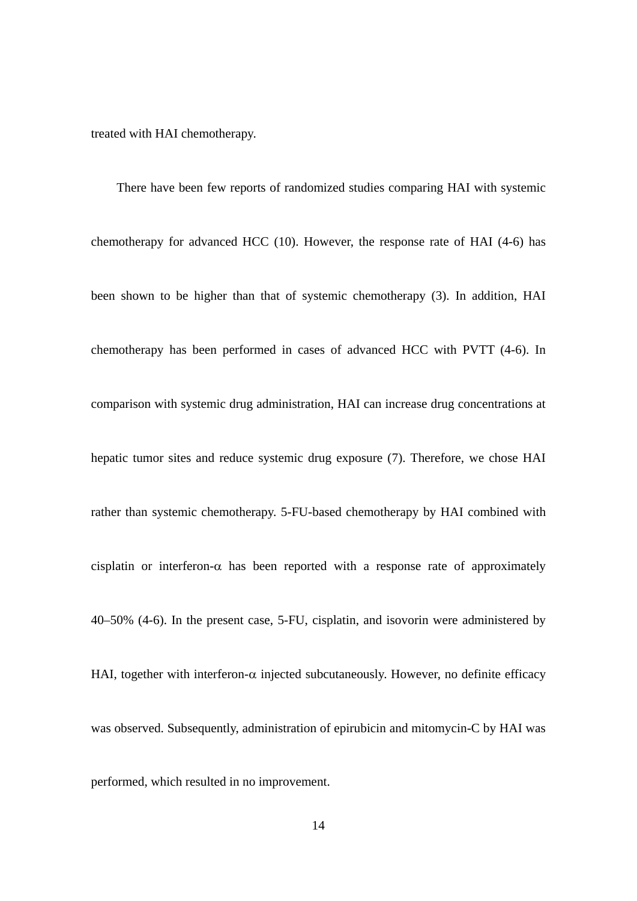treated with HAI chemotherapy.

There have been few reports of randomized studies comparing HAI with systemic chemotherapy for advanced HCC (10). However, the response rate of HAI (4-6) has been shown to be higher than that of systemic chemotherapy (3). In addition, HAI chemotherapy has been performed in cases of advanced HCC with PVTT (4-6). In comparison with systemic drug administration, HAI can increase drug concentrations at hepatic tumor sites and reduce systemic drug exposure (7). Therefore, we chose HAI rather than systemic chemotherapy. 5-FU-based chemotherapy by HAI combined with cisplatin or interferon-$\alpha$ has been reported with a response rate of approximately 40–50% (4-6). In the present case, 5-FU, cisplatin, and isovorin were administered by HAI, together with interferon-$\alpha$ injected subcutaneously. However, no definite efficacy was observed. Subsequently, administration of epirubicin and mitomycin-C by HAI was performed, which resulted in no improvement.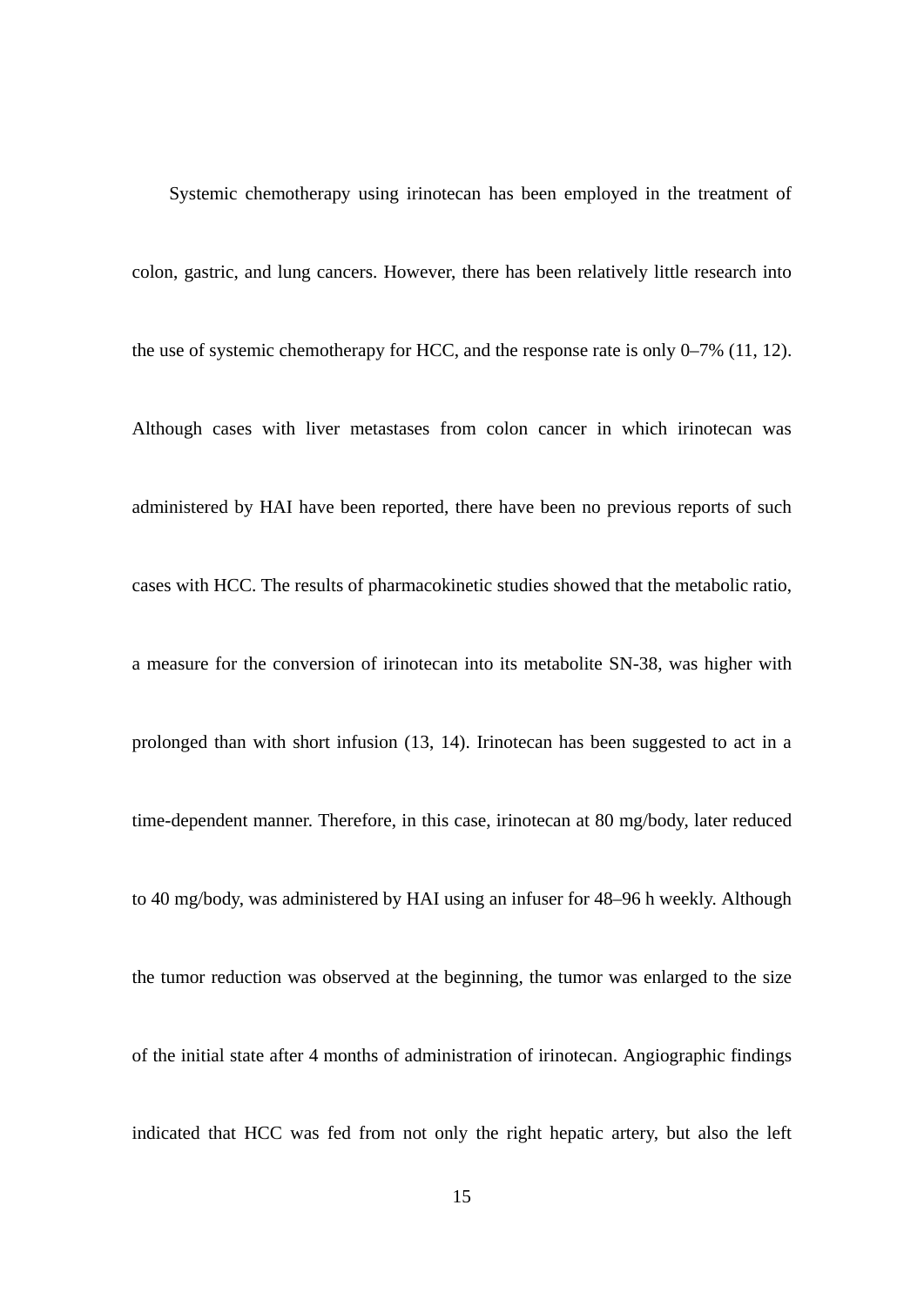Systemic chemotherapy using irinotecan has been employed in the treatment of colon, gastric, and lung cancers. However, there has been relatively little research into the use of systemic chemotherapy for HCC, and the response rate is only 0–7% (11, 12). Although cases with liver metastases from colon cancer in which irinotecan was administered by HAI have been reported, there have been no previous reports of such cases with HCC. The results of pharmacokinetic studies showed that the metabolic ratio, a measure for the conversion of irinotecan into its metabolite SN-38, was higher with prolonged than with short infusion (13, 14). Irinotecan has been suggested to act in a time-dependent manner. Therefore, in this case, irinotecan at 80 mg/body, later reduced to 40 mg/body, was administered by HAI using an infuser for 48–96 h weekly. Although the tumor reduction was observed at the beginning, the tumor was enlarged to the size of the initial state after 4 months of administration of irinotecan. Angiographic findings indicated that HCC was fed from not only the right hepatic artery, but also the left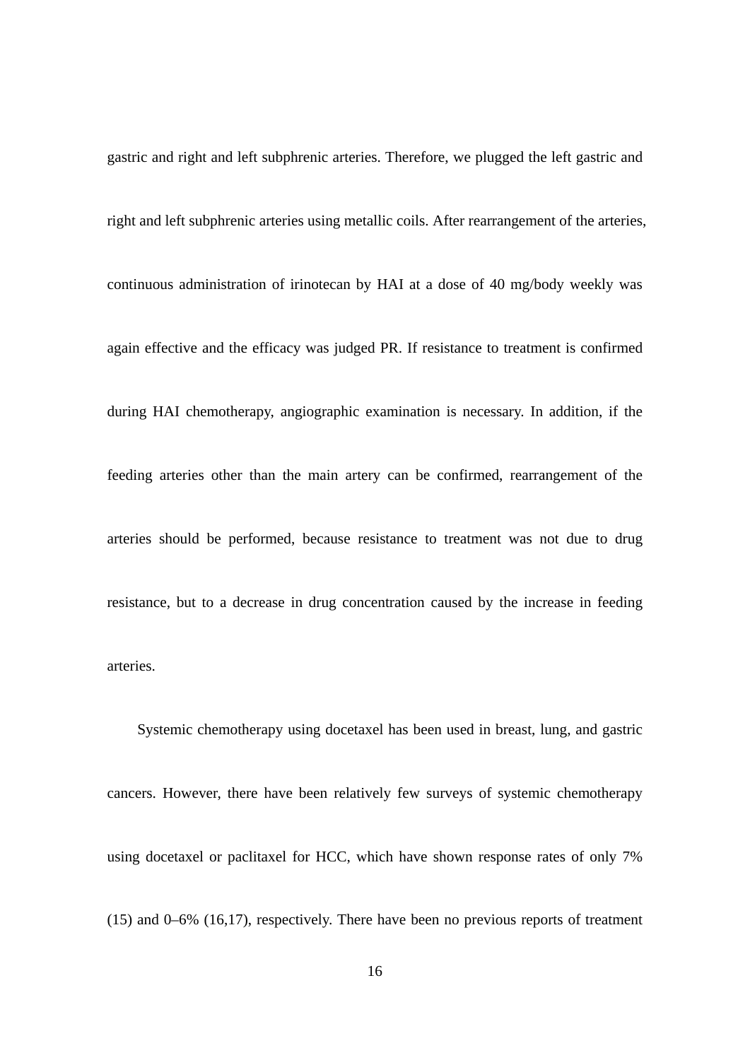gastric and right and left subphrenic arteries. Therefore, we plugged the left gastric and right and left subphrenic arteries using metallic coils. After rearrangement of the arteries, continuous administration of irinotecan by HAI at a dose of 40 mg/body weekly was again effective and the efficacy was judged PR. If resistance to treatment is confirmed during HAI chemotherapy, angiographic examination is necessary. In addition, if the feeding arteries other than the main artery can be confirmed, rearrangement of the arteries should be performed, because resistance to treatment was not due to drug resistance, but to a decrease in drug concentration caused by the increase in feeding arteries.

Systemic chemotherapy using docetaxel has been used in breast, lung, and gastric cancers. However, there have been relatively few surveys of systemic chemotherapy using docetaxel or paclitaxel for HCC, which have shown response rates of only 7% (15) and 0–6% (16,17), respectively. There have been no previous reports of treatment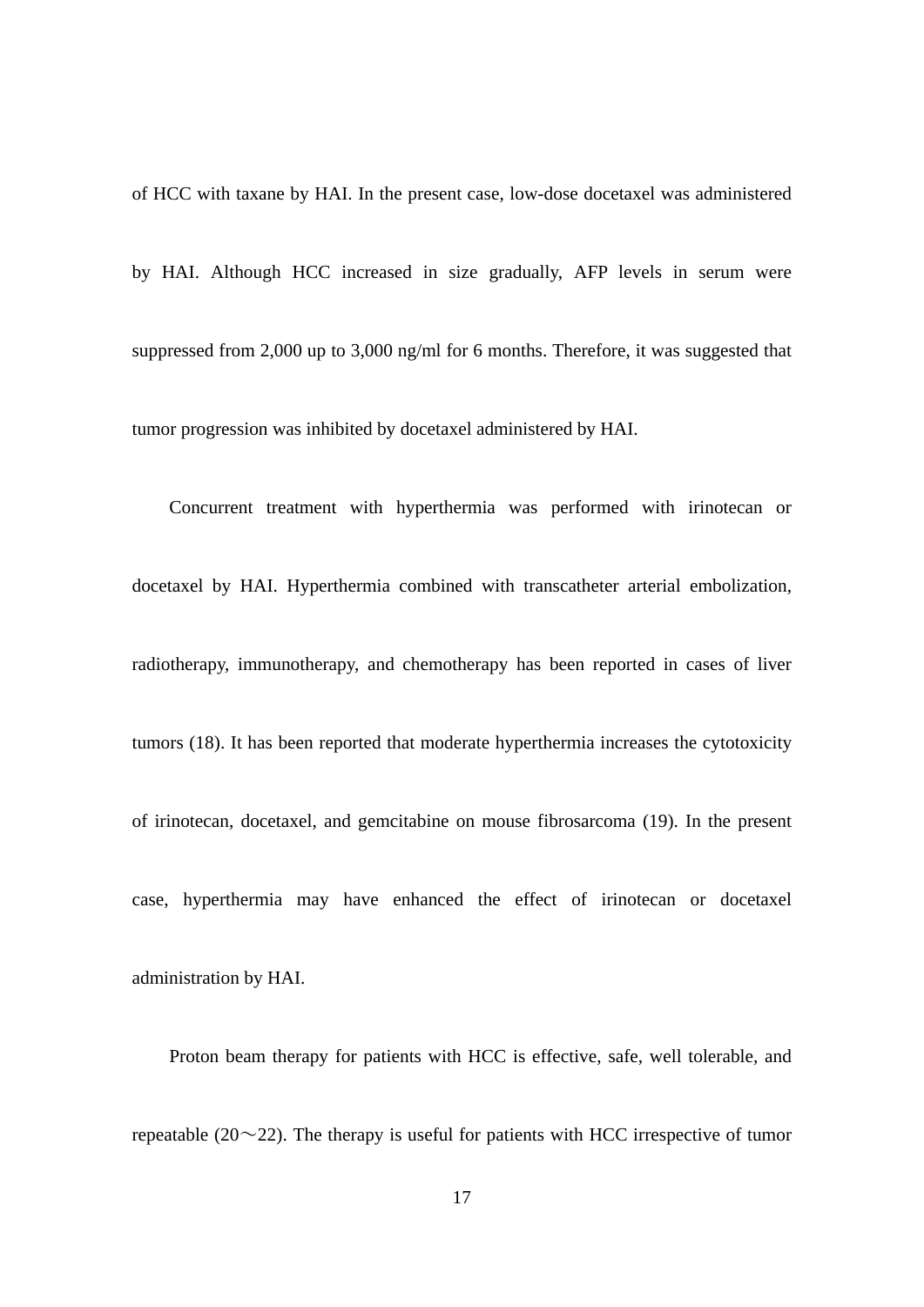of HCC with taxane by HAI. In the present case, low-dose docetaxel was administered by HAI. Although HCC increased in size gradually, AFP levels in serum were suppressed from 2,000 up to 3,000 ng/ml for 6 months. Therefore, it was suggested that tumor progression was inhibited by docetaxel administered by HAI.

Concurrent treatment with hyperthermia was performed with irinotecan or docetaxel by HAI. Hyperthermia combined with transcatheter arterial embolization, radiotherapy, immunotherapy, and chemotherapy has been reported in cases of liver tumors (18). It has been reported that moderate hyperthermia increases the cytotoxicity of irinotecan, docetaxel, and gemcitabine on mouse fibrosarcoma (19). In the present case, hyperthermia may have enhanced the effect of irinotecan or docetaxel administration by HAI.

Proton beam therapy for patients with HCC is effective, safe, well tolerable, and repeatable (20～22). The therapy is useful for patients with HCC irrespective of tumor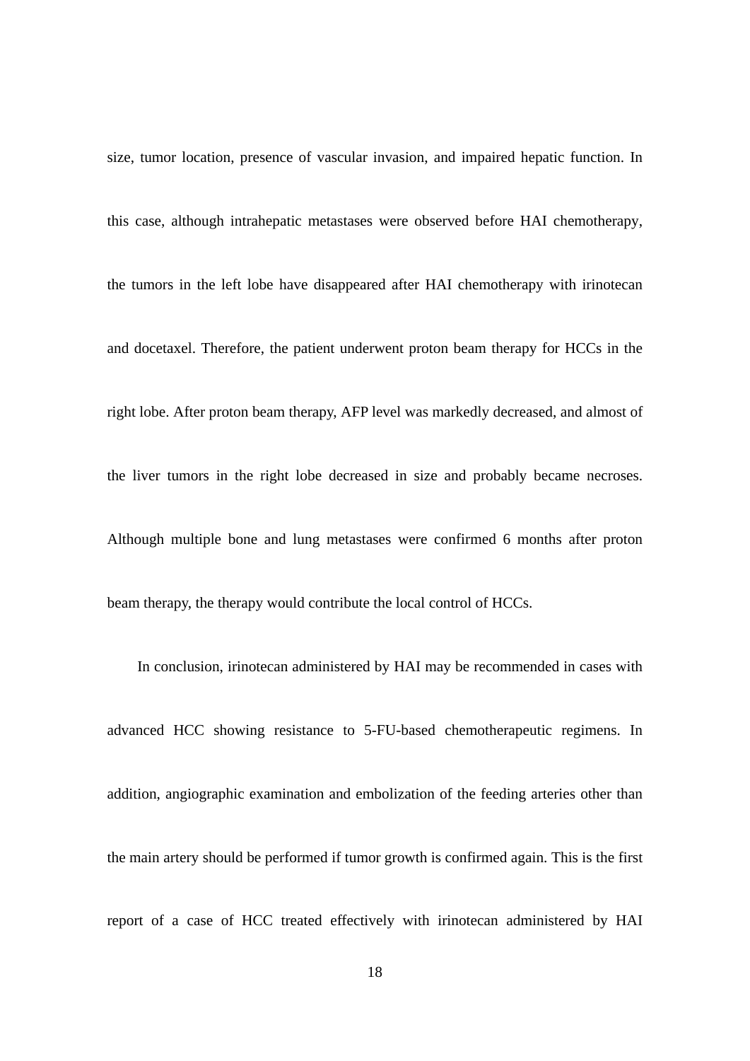size, tumor location, presence of vascular invasion, and impaired hepatic function. In this case, although intrahepatic metastases were observed before HAI chemotherapy, the tumors in the left lobe have disappeared after HAI chemotherapy with irinotecan and docetaxel. Therefore, the patient underwent proton beam therapy for HCCs in the right lobe. After proton beam therapy, AFP level was markedly decreased, and almost of the liver tumors in the right lobe decreased in size and probably became necroses. Although multiple bone and lung metastases were confirmed 6 months after proton beam therapy, the therapy would contribute the local control of HCCs.

In conclusion, irinotecan administered by HAI may be recommended in cases with advanced HCC showing resistance to 5-FU-based chemotherapeutic regimens. In addition, angiographic examination and embolization of the feeding arteries other than the main artery should be performed if tumor growth is confirmed again. This is the first report of a case of HCC treated effectively with irinotecan administered by HAI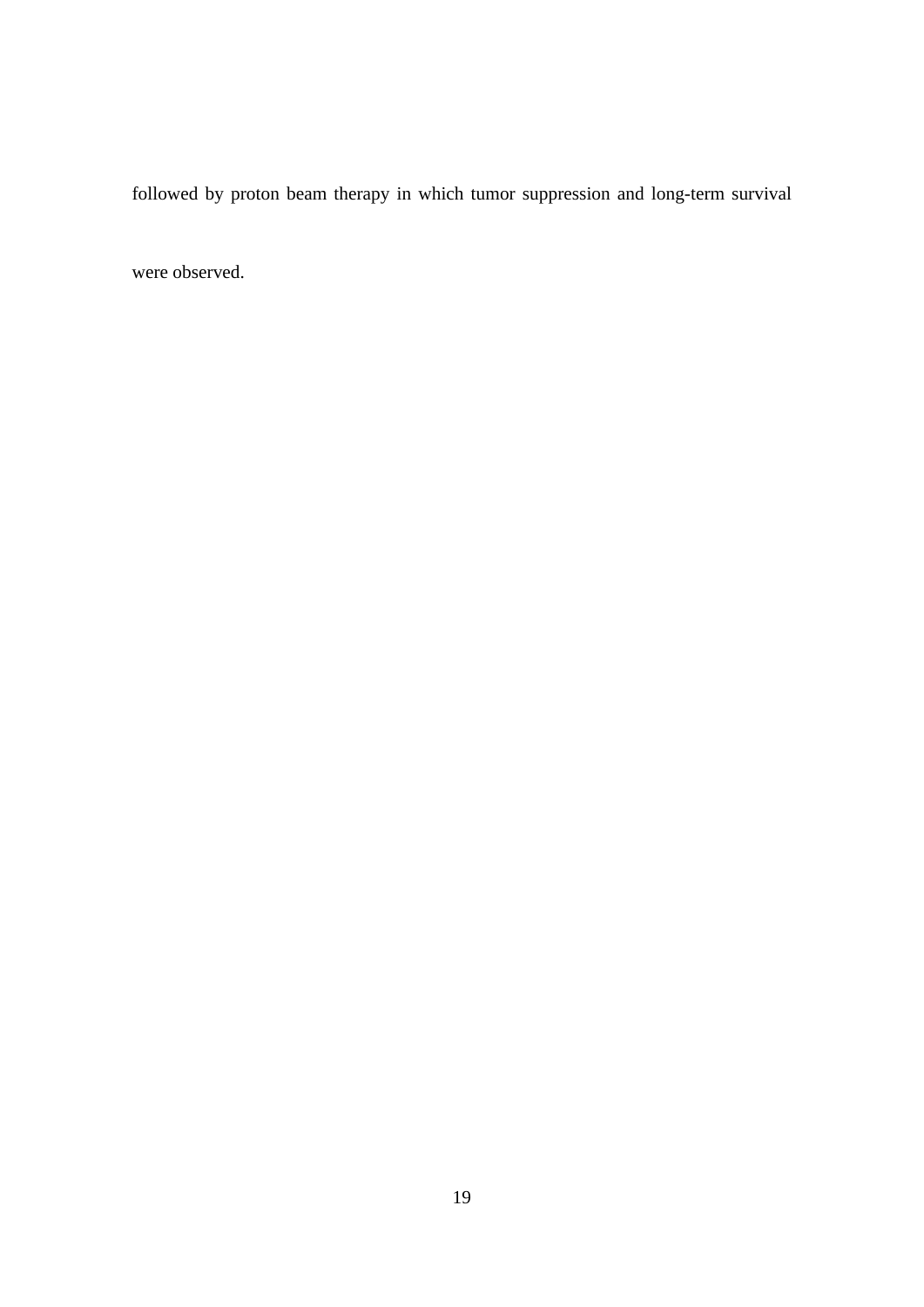followed by proton beam therapy in which tumor suppression and long-term survival were observed.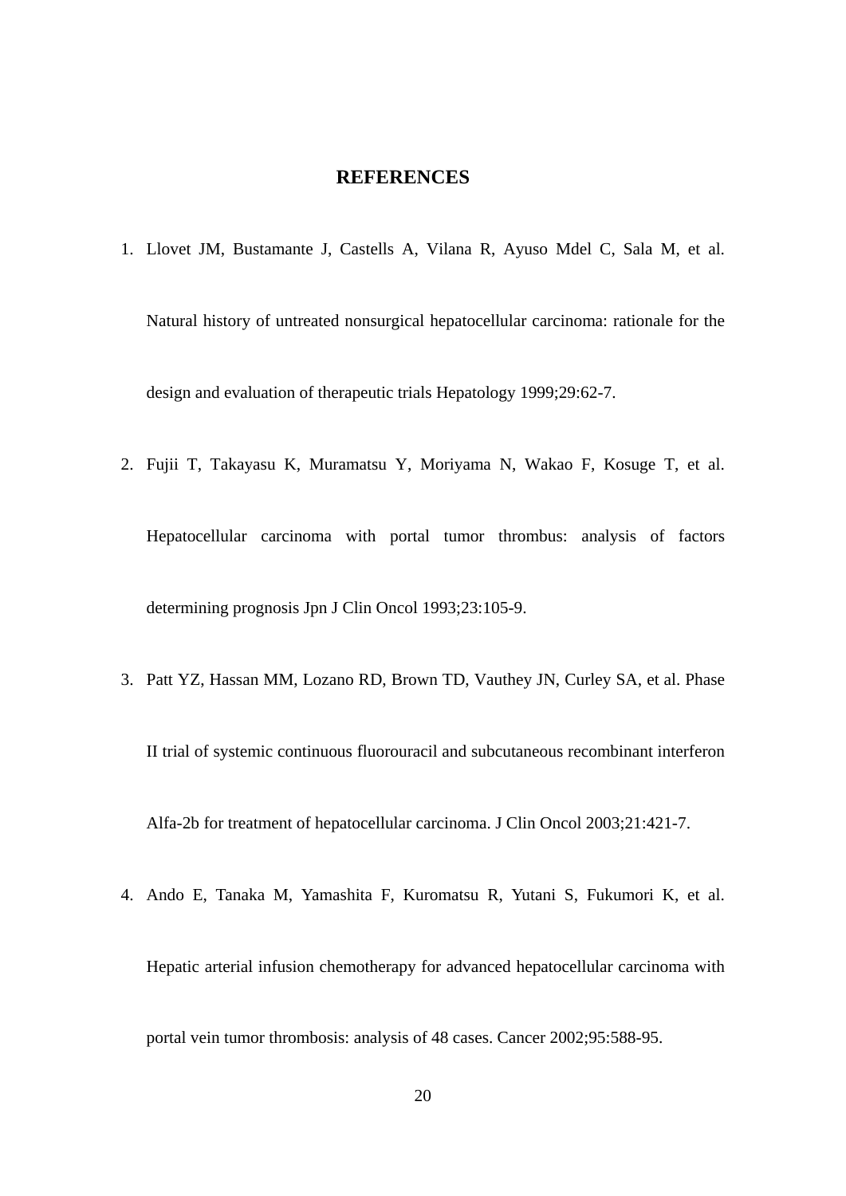## REFERENCES

1. Llovet JM, Bustamante J, Castells A, Vilana R, Ayuso Mdel C, Sala M, et al. Natural history of untreated nonsurgical hepatocellular carcinoma: rationale for the design and evaluation of therapeutic trials Hepatology 1999;29:62-7.
2. Fujii T, Takayasu K, Muramatsu Y, Moriyama N, Wakao F, Kosuge T, et al. Hepatocellular carcinoma with portal tumor thrombus: analysis of factors determining prognosis Jpn J Clin Oncol 1993;23:105-9.
3. Patt YZ, Hassan MM, Lozano RD, Brown TD, Vauthey JN, Curley SA, et al. Phase II trial of systemic continuous fluorouracil and subcutaneous recombinant interferon Alfa-2b for treatment of hepatocellular carcinoma. J Clin Oncol 2003;21:421-7.
4. Ando E, Tanaka M, Yamashita F, Kuromatsu R, Yutani S, Fukumori K, et al. Hepatic arterial infusion chemotherapy for advanced hepatocellular carcinoma with portal vein tumor thrombosis: analysis of 48 cases. Cancer 2002;95:588-95.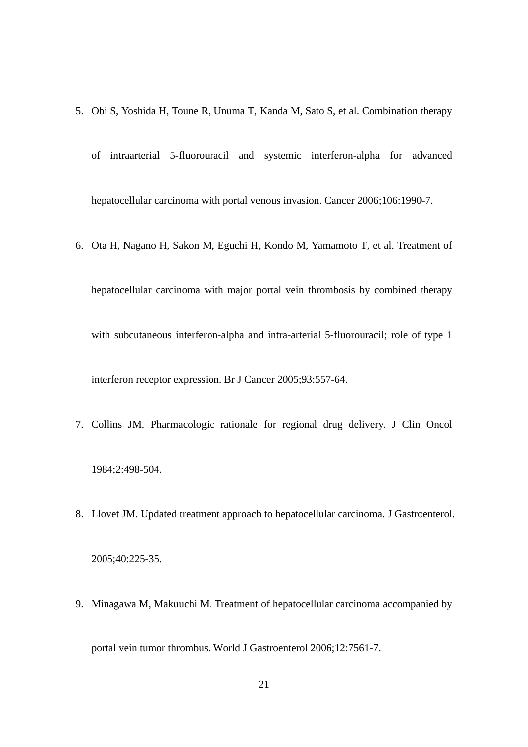5. Obi S, Yoshida H, Toune R, Unuma T, Kanda M, Sato S, et al. Combination therapy of intraarterial 5-fluorouracil and systemic interferon-alpha for advanced hepatocellular carcinoma with portal venous invasion. Cancer 2006;106:1990-7.
6. Ota H, Nagano H, Sakon M, Eguchi H, Kondo M, Yamamoto T, et al. Treatment of hepatocellular carcinoma with major portal vein thrombosis by combined therapy with subcutaneous interferon-alpha and intra-arterial 5-fluorouracil; role of type 1 interferon receptor expression. Br J Cancer 2005;93:557-64.
7. Collins JM. Pharmacologic rationale for regional drug delivery. J Clin Oncol 1984;2:498-504.
8. Llovet JM. Updated treatment approach to hepatocellular carcinoma. J Gastroenterol. 2005;40:225-35.
9. Minagawa M, Makuuchi M. Treatment of hepatocellular carcinoma accompanied by portal vein tumor thrombus. World J Gastroenterol 2006;12:7561-7.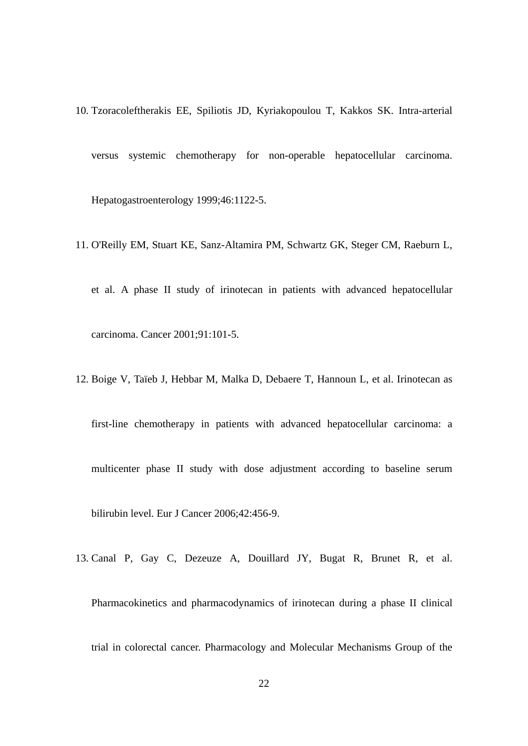10. Tzoracoleftherakis EE, Spiliotis JD, Kyriakopoulou T, Kakkos SK. Intra-arterial versus systemic chemotherapy for non-operable hepatocellular carcinoma. Hepatogastroenterology 1999;46:1122-5.
11. O'Reilly EM, Stuart KE, Sanz-Altamira PM, Schwartz GK, Steger CM, Raeburn L, et al. A phase II study of irinotecan in patients with advanced hepatocellular carcinoma. Cancer 2001;91:101-5.
12. Boige V, Taïeb J, Hebbar M, Malka D, Debaere T, Hannoun L, et al. Irinotecan as first-line chemotherapy in patients with advanced hepatocellular carcinoma: a multicenter phase II study with dose adjustment according to baseline serum bilirubin level. Eur J Cancer 2006;42:456-9.
13. Canal P, Gay C, Dezeuze A, Douillard JY, Bugat R, Brunet R, et al. Pharmacokinetics and pharmacodynamics of irinotecan during a phase II clinical trial in colorectal cancer. Pharmacology and Molecular Mechanisms Group of the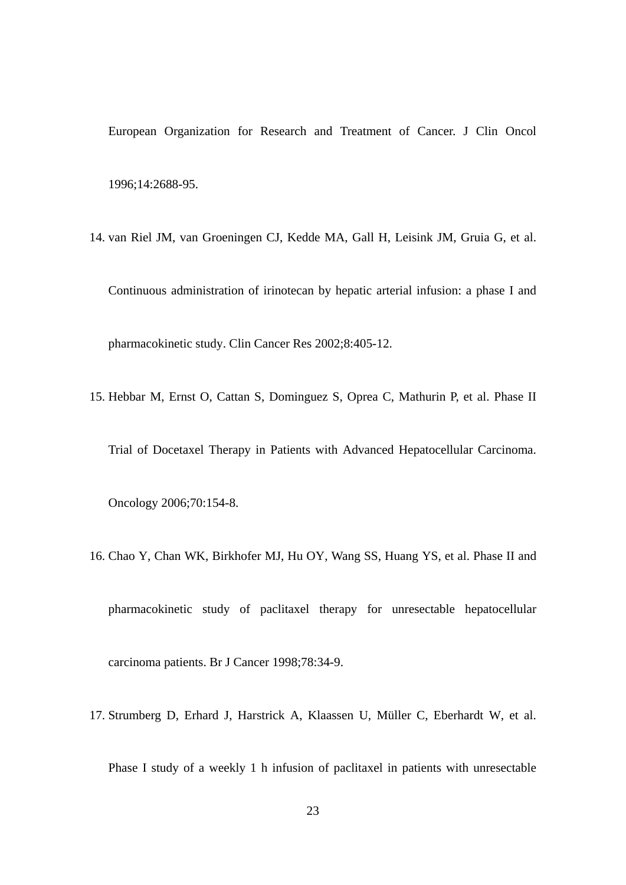European Organization for Research and Treatment of Cancer. J Clin Oncol 1996;14:2688-95.

14. van Riel JM, van Groeningen CJ, Kedde MA, Gall H, Leisink JM, Gruia G, et al. Continuous administration of irinotecan by hepatic arterial infusion: a phase I and pharmacokinetic study. Clin Cancer Res 2002;8:405-12.
15. Hebbar M, Ernst O, Cattan S, Dominguez S, Oprea C, Mathurin P, et al. Phase II Trial of Docetaxel Therapy in Patients with Advanced Hepatocellular Carcinoma. Oncology 2006;70:154-8.
16. Chao Y, Chan WK, Birkhofer MJ, Hu OY, Wang SS, Huang YS, et al. Phase II and pharmacokinetic study of paclitaxel therapy for unresectable hepatocellular carcinoma patients. Br J Cancer 1998;78:34-9.
17. Strumberg D, Erhard J, Harstrick A, Klaassen U, Müller C, Eberhardt W, et al. Phase I study of a weekly 1 h infusion of paclitaxel in patients with unresectable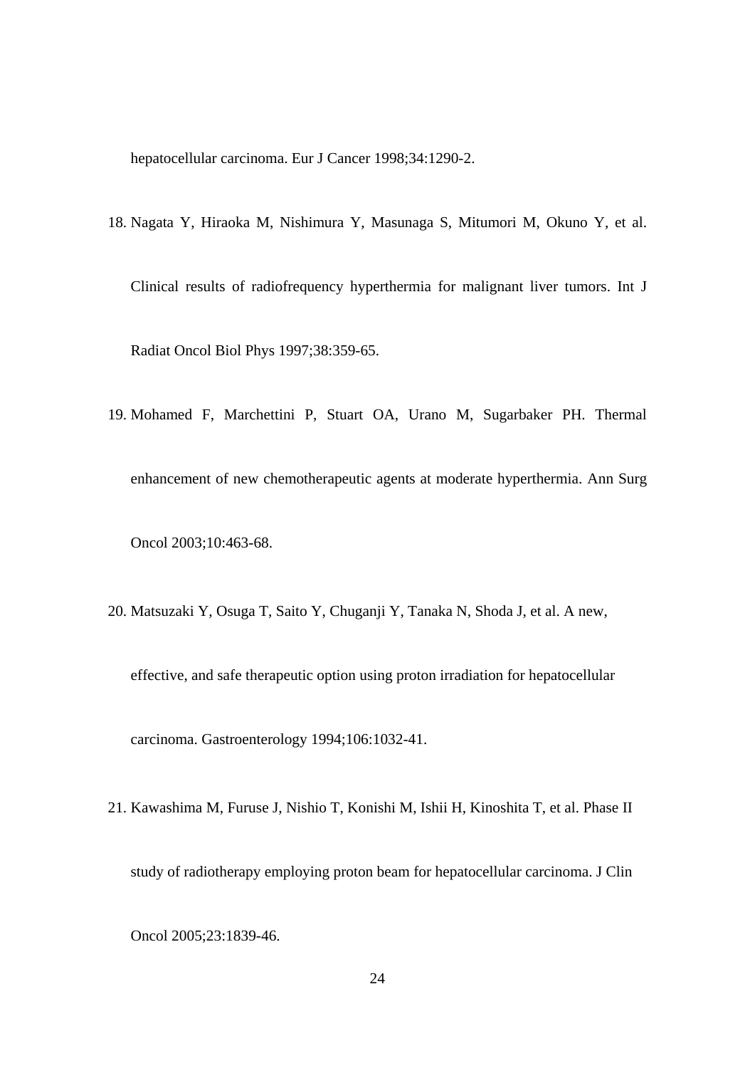hepatocellular carcinoma. Eur J Cancer 1998;34:1290-2.

18. Nagata Y, Hiraoka M, Nishimura Y, Masunaga S, Mitumori M, Okuno Y, et al. Clinical results of radiofrequency hyperthermia for malignant liver tumors. Int J Radiat Oncol Biol Phys 1997;38:359-65.

19. Mohamed F, Marchettini P, Stuart OA, Urano M, Sugarbaker PH. Thermal enhancement of new chemotherapeutic agents at moderate hyperthermia. Ann Surg Oncol 2003;10:463-68.

20. Matsuzaki Y, Osuga T, Saito Y, Chuganji Y, Tanaka N, Shoda J, et al. A new, effective, and safe therapeutic option using proton irradiation for hepatocellular carcinoma. Gastroenterology 1994;106:1032-41.

21. Kawashima M, Furuse J, Nishio T, Konishi M, Ishii H, Kinoshita T, et al. Phase II study of radiotherapy employing proton beam for hepatocellular carcinoma. J Clin Oncol 2005;23:1839-46.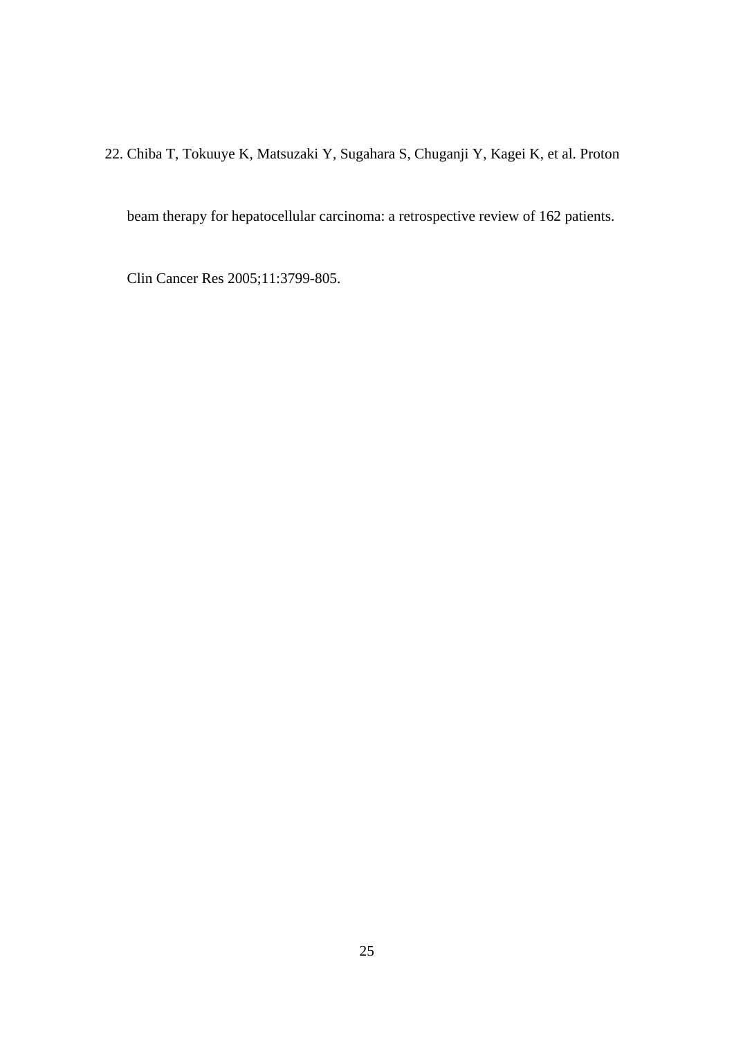22. Chiba T, Tokuuye K, Matsuzaki Y, Sugahara S, Chuganji Y, Kagei K, et al. Proton beam therapy for hepatocellular carcinoma: a retrospective review of 162 patients. Clin Cancer Res 2005;11:3799-805.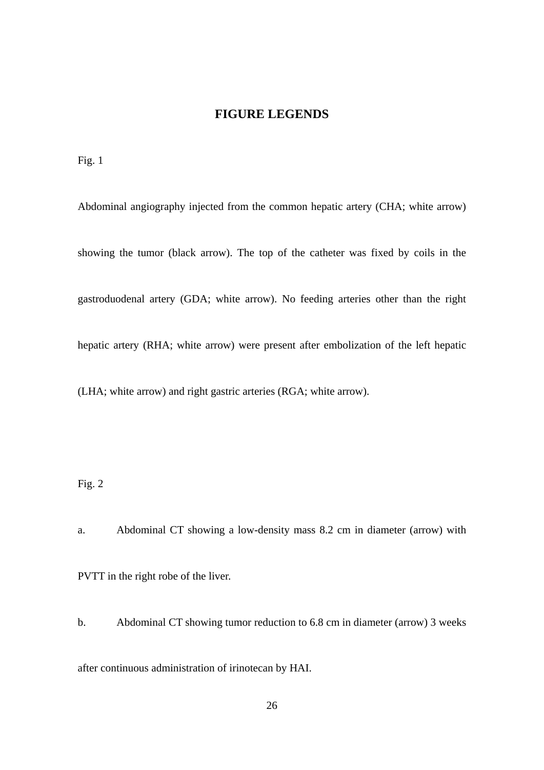# FIGURE LEGENDS

Fig. 1

Abdominal angiography injected from the common hepatic artery (CHA; white arrow) showing the tumor (black arrow). The top of the catheter was fixed by coils in the gastroduodenal artery (GDA; white arrow). No feeding arteries other than the right hepatic artery (RHA; white arrow) were present after embolization of the left hepatic (LHA; white arrow) and right gastric arteries (RGA; white arrow).

Fig. 2

a. Abdominal CT showing a low-density mass 8.2 cm in diameter (arrow) with PVTT in the right robe of the liver.

b. Abdominal CT showing tumor reduction to 6.8 cm in diameter (arrow) 3 weeks after continuous administration of irinotecan by HAI.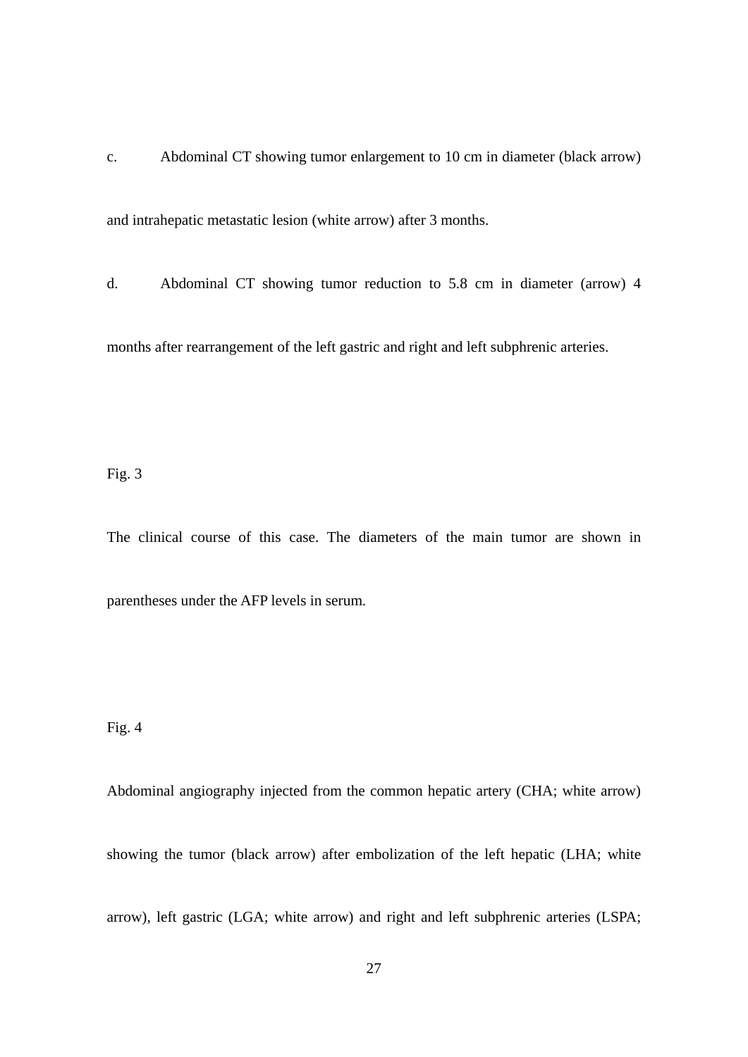c. Abdominal CT showing tumor enlargement to 10 cm in diameter (black arrow) and intrahepatic metastatic lesion (white arrow) after 3 months.

d. Abdominal CT showing tumor reduction to 5.8 cm in diameter (arrow) 4 months after rearrangement of the left gastric and right and left subphrenic arteries.

Fig. 3

The clinical course of this case. The diameters of the main tumor are shown in parentheses under the AFP levels in serum.

Fig. 4

Abdominal angiography injected from the common hepatic artery (CHA; white arrow) showing the tumor (black arrow) after embolization of the left hepatic (LHA; white arrow), left gastric (LGA; white arrow) and right and left subphrenic arteries (LSPA;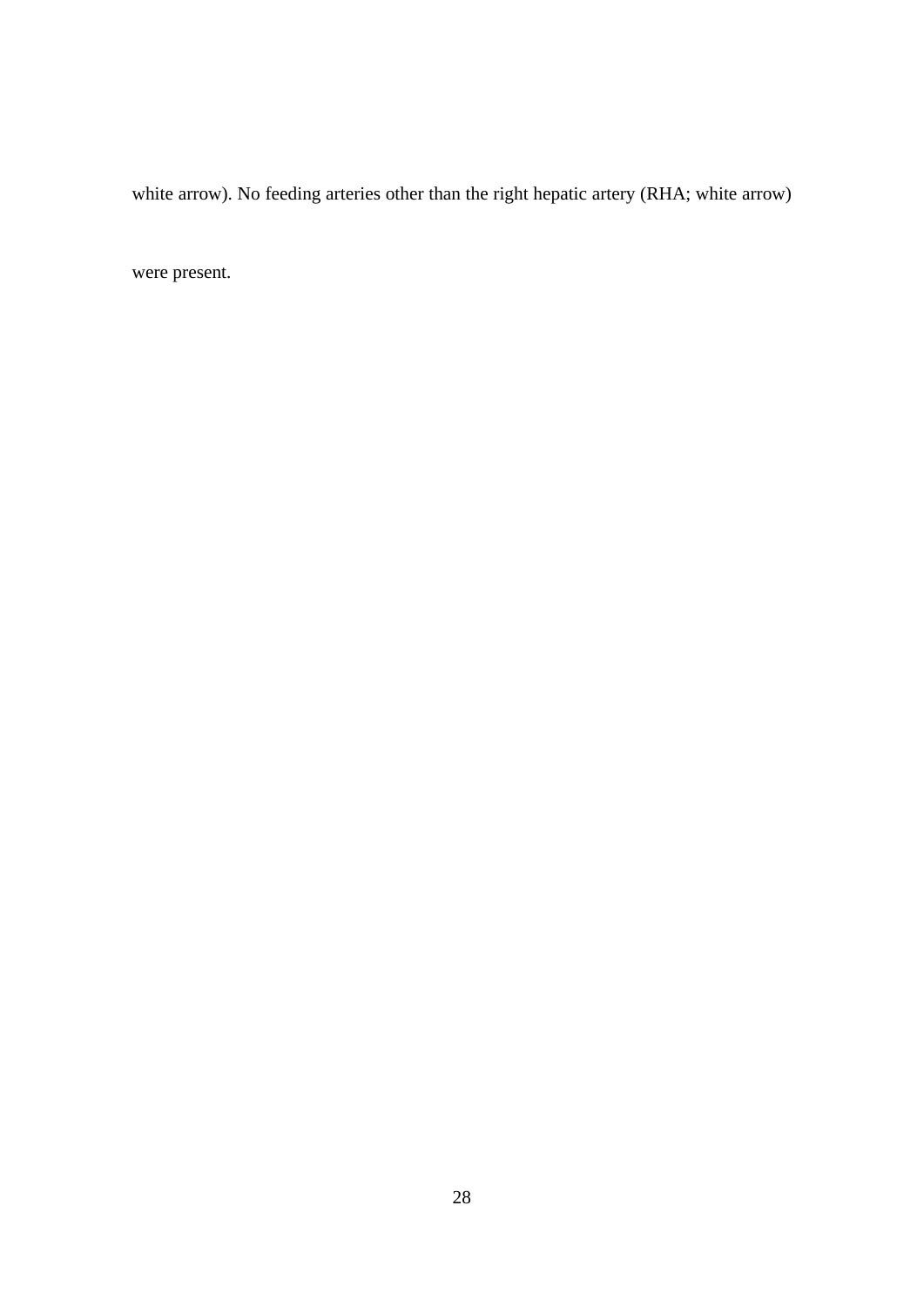white arrow). No feeding arteries other than the right hepatic artery (RHA; white arrow) were present.